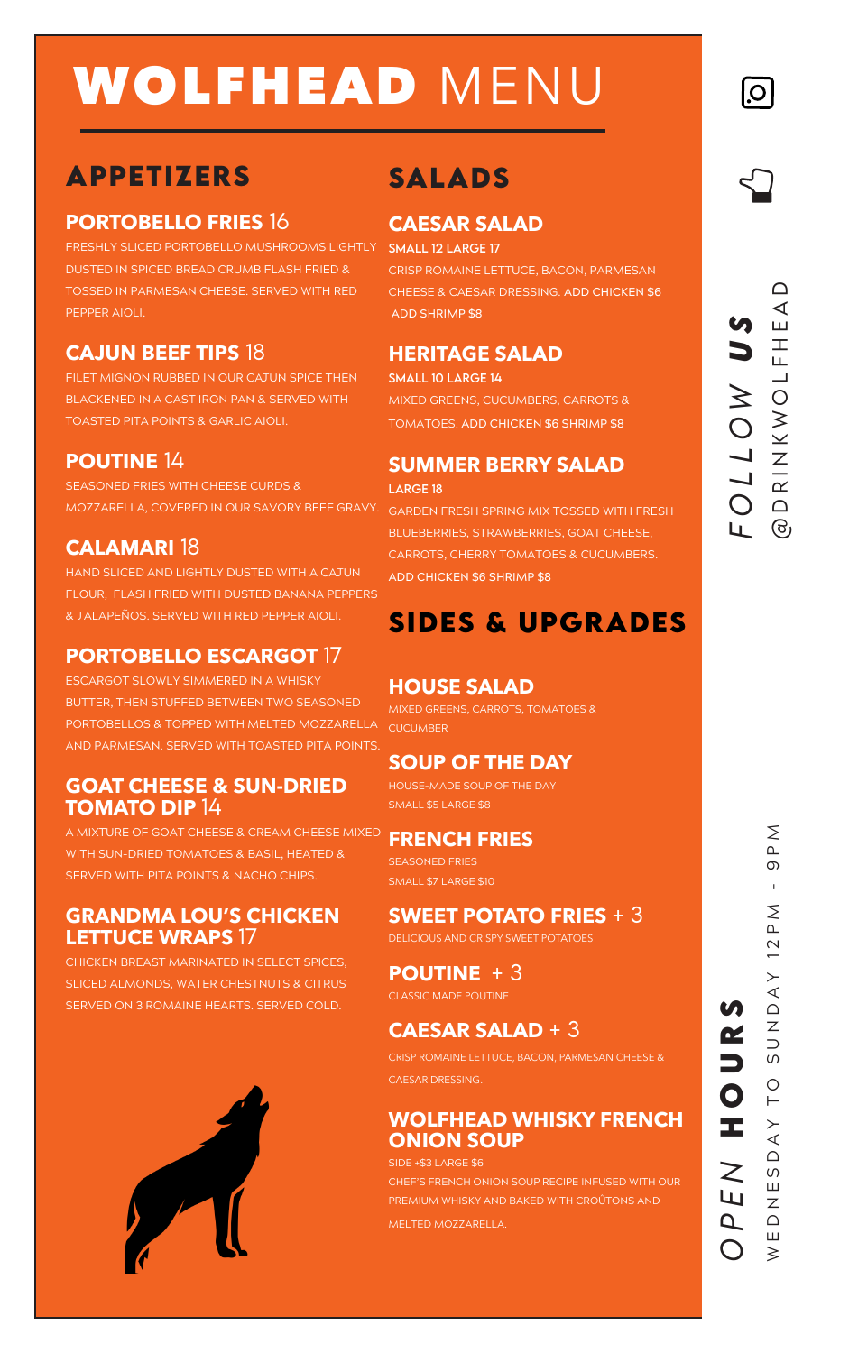# WOLFHEAD MENU

## APPETIZERS

### PORTOBELLO FRIES 16

FRESHLY SLICED PORTOBELLO MUSHROOMS LIGHTLY DUSTED IN SPICED BREAD CRUMB FLASH FRIED & TOSSED IN PARMESAN CHEESE. SERVED WITH RED PEPPER AIOLI.

### CAJUN BEEF TIPS 18

FILET MIGNON RUBBED IN OUR CAJUN SPICE THEN BLACKENED IN A CAST IRON PAN & SERVED WITH TOASTED PITA POINTS & GARLIC AIOLI.

### POUTINE 14

SEASONED FRIES WITH CHEESE CURDS & MOZZARELLA, COVERED IN OUR SAVORY BEEF GRAVY.

### CALAMARI 18

HAND SLICED AND LIGHTLY DUSTED WITH A CAJUN FLOUR, FLASH FRIED WITH DUSTED BANANA PEPPERS & JALAPEÑOS. SERVED WITH RED PEPPER AIOLI.

### PORTOBELLO ESCARGOT 17

ESCARGOT SLOWLY SIMMERED IN A WHISKY BUTTER, THEN STUFFED BETWEEN TWO SEASONED PORTOBELLOS & TOPPED WITH MELTED MOZZARELLA AND PARMESAN. SERVED WITH TOASTED PITA POINTS.

### GOAT CHEESE & SUN-DRIED TOMATO DIP 14

A MIXTURE OF GOAT CHEESE & CREAM CHEESE MIXED WITH SUN-DRIED TOMATOES & BASIL, HEATED & SERVED WITH PITA POINTS & NACHO CHIPS.

### GRANDMA LOU'S CHICKEN LETTUCE WRAPS 17

CHICKEN BREAST MARINATED IN SELECT SPICES, SLICED ALMONDS, WATER CHESTNUTS & CITRUS SERVED ON 3 ROMAINE HEARTS. SERVED COLD.

## SALADS

### CAESAR SALAD

**SMALL 12 LARGE 17**

CRISP ROMAINE LETTUCE, BACON, PARMESAN CHEESE & CAESAR DRESSING. ADD CHICKEN $6 ADD SHRIMP $8

### HERITAGE SALAD

**SMALL 10 LARGE 14**

MIXED GREENS, CUCUMBERS, CARROTS & TOMATOES. ADD CHICKEN $6 SHRIMP $8

### SUMMER BERRY SALAD

**LARGE 18**

GARDEN FRESH SPRING MIX TOSSED WITH FRESH BLUEBERRIES, STRAWBERRIES, GOAT CHEESE, CARROTS, CHERRY TOMATOES & CUCUMBERS. ADD CHICKEN $6 SHRIMP $8

## SIDES & UPGRADES

### HOUSE SALAD

MIXED GREENS, CARROTS, TOMATOES & CUCUMBER

### SOUP OF THE DAY

HOUSE-MADE SOUP OF THE DAY
SMALL $5 LARGE $8

### FRENCH FRIES

SEASONED FRIES
SMALL $7 LARGE $10

### SWEET POTATO FRIES + 3

DELICIOUS AND CRISPY SWEET POTATOES

### POUTINE + 3

CLASSIC MADE POUTINE

### CAESAR SALAD + 3

CRISP ROMAINE LETTUCE, BACON, PARMESAN CHEESE & CAESAR DRESSING.

### WOLFHEAD WHISKY FRENCH ONION SOUP

SIDE +$3 LARGE $6

CHEF'S FRENCH ONION SOUP RECIPE INFUSED WITH OUR PREMIUM WHISKY AND BAKED WITH CROÛTONS AND MELTED MOZZARELLA.

*FOLLOW* **US**

@DRINKWOLFHEAD

*OPEN* **HOURS**

WEDNESDAY TO SUNDAY 12PM - 9PM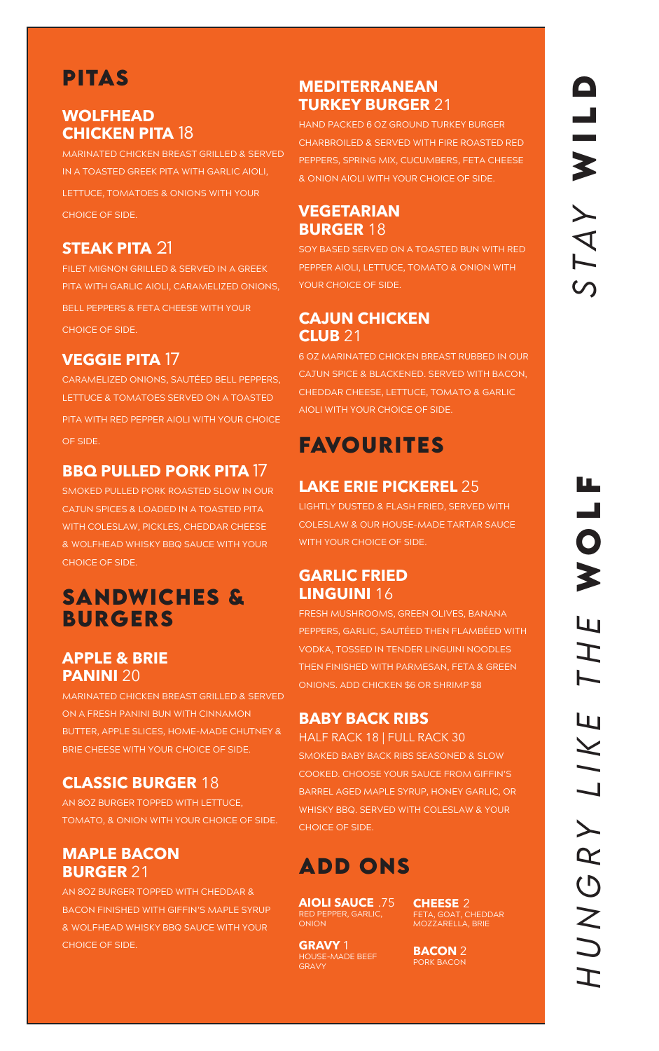# PITAS

### WOLFHEAD CHICKEN PITA 18

MARINATED CHICKEN BREAST GRILLED & SERVED IN A TOASTED GREEK PITA WITH GARLIC AIOLI, LETTUCE, TOMATOES & ONIONS WITH YOUR CHOICE OF SIDE.

### STEAK PITA 21

FILET MIGNON GRILLED & SERVED IN A GREEK PITA WITH GARLIC AIOLI, CARAMELIZED ONIONS, BELL PEPPERS & FETA CHEESE WITH YOUR CHOICE OF SIDE.

### VEGGIE PITA 17

CARAMELIZED ONIONS, SAUTÉED BELL PEPPERS, LETTUCE & TOMATOES SERVED ON A TOASTED PITA WITH RED PEPPER AIOLI WITH YOUR CHOICE OF SIDE.

### BBQ PULLED PORK PITA 17

SMOKED PULLED PORK ROASTED SLOW IN OUR CAJUN SPICES & LOADED IN A TOASTED PITA WITH COLESLAW, PICKLES, CHEDDAR CHEESE & WOLFHEAD WHISKY BBQ SAUCE WITH YOUR CHOICE OF SIDE.

# SANDWICHES & BURGERS

### APPLE & BRIE PANINI 20

MARINATED CHICKEN BREAST GRILLED & SERVED ON A FRESH PANINI BUN WITH CINNAMON BUTTER, APPLE SLICES, HOME-MADE CHUTNEY & BRIE CHEESE WITH YOUR CHOICE OF SIDE.

### CLASSIC BURGER 18

AN 8OZ BURGER TOPPED WITH LETTUCE, TOMATO, & ONION WITH YOUR CHOICE OF SIDE.

### MAPLE BACON BURGER 21

AN 8OZ BURGER TOPPED WITH CHEDDAR & BACON FINISHED WITH GIFFIN'S MAPLE SYRUP & WOLFHEAD WHISKY BBQ SAUCE WITH YOUR CHOICE OF SIDE.

### MEDITERRANEAN TURKEY BURGER 21

HAND PACKED 6 OZ GROUND TURKEY BURGER CHARBROILED & SERVED WITH FIRE ROASTED RED PEPPERS, SPRING MIX, CUCUMBERS, FETA CHEESE & ONION AIOLI WITH YOUR CHOICE OF SIDE.

### VEGETARIAN BURGER 18

SOY BASED SERVED ON A TOASTED BUN WITH RED PEPPER AIOLI, LETTUCE, TOMATO & ONION WITH YOUR CHOICE OF SIDE.

### CAJUN CHICKEN CLUB 21

6 OZ MARINATED CHICKEN BREAST RUBBED IN OUR CAJUN SPICE & BLACKENED. SERVED WITH BACON, CHEDDAR CHEESE, LETTUCE, TOMATO & GARLIC AIOLI WITH YOUR CHOICE OF SIDE.

# FAVOURITES

### LAKE ERIE PICKEREL 25

LIGHTLY DUSTED & FLASH FRIED, SERVED WITH COLESLAW & OUR HOUSE-MADE TARTAR SAUCE WITH YOUR CHOICE OF SIDE.

### GARLIC FRIED LINGUINI 16

FRESH MUSHROOMS, GREEN OLIVES, BANANA PEPPERS, GARLIC, SAUTÉED THEN FLAMBÉED WITH VODKA, TOSSED IN TENDER LINGUINI NOODLES THEN FINISHED WITH PARMESAN, FETA & GREEN ONIONS. ADD CHICKEN $6 OR SHRIMP $8

### BABY BACK RIBS

HALF RACK 18 | FULL RACK 30

SMOKED BABY BACK RIBS SEASONED & SLOW COOKED. CHOOSE YOUR SAUCE FROM GIFFIN'S BARREL AGED MAPLE SYRUP, HONEY GARLIC, OR WHISKY BBQ. SERVED WITH COLESLAW & YOUR CHOICE OF SIDE.

# ADD ONS

**AIOLI SAUCE** .75
RED PEPPER, GARLIC, ONION

**CHEESE** 2
FETA, GOAT, CHEDDAR MOZZARELLA, BRIE

**GRAVY** 1
HOUSE-MADE BEEF GRAVY

**BACON** 2
PORK BACON

*STAY* **WILD**

*HUNGRY LIKE THE* **WOLF**